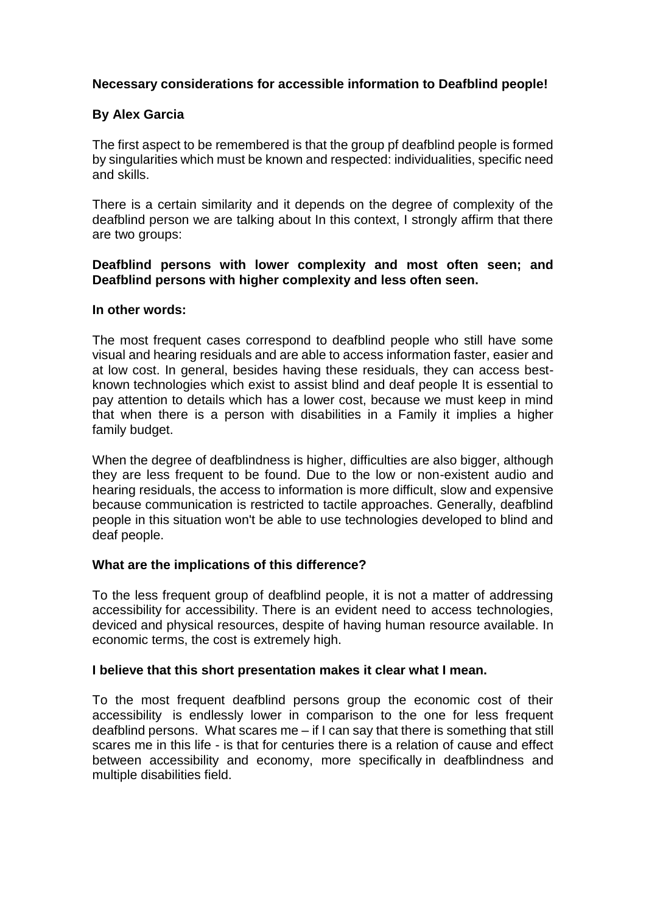**Necessary considerations for accessible information to Deafblind people!**

**By Alex Garcia**

The first aspect to be remembered is that the group pf deafblind people is formed by singularities which must be known and respected: individualities, specific need and skills.

There is a certain similarity and it depends on the degree of complexity of the deafblind person we are talking about In this context, I strongly affirm that there are two groups:

**Deafblind persons with lower complexity and most often seen; and Deafblind persons with higher complexity and less often seen.**

**In other words:**

The most frequent cases correspond to deafblind people who still have some visual and hearing residuals and are able to access information faster, easier and at low cost. In general, besides having these residuals, they can access best-known technologies which exist to assist blind and deaf people It is essential to pay attention to details which has a lower cost, because we must keep in mind that when there is a person with disabilities in a Family it implies a higher family budget.

When the degree of deafblindness is higher, difficulties are also bigger, although they are less frequent to be found. Due to the low or non-existent audio and hearing residuals, the access to information is more difficult, slow and expensive because communication is restricted to tactile approaches. Generally, deafblind people in this situation won't be able to use technologies developed to blind and deaf people.

**What are the implications of this difference?**

To the less frequent group of deafblind people, it is not a matter of addressing accessibility for accessibility. There is an evident need to access technologies, deviced and physical resources, despite of having human resource available. In economic terms, the cost is extremely high.

**I believe that this short presentation makes it clear what I mean.**

To the most frequent deafblind persons group the economic cost of their accessibility is endlessly lower in comparison to the one for less frequent deafblind persons. What scares me – if I can say that there is something that still scares me in this life - is that for centuries there is a relation of cause and effect between accessibility and economy, more specifically in deafblindness and multiple disabilities field.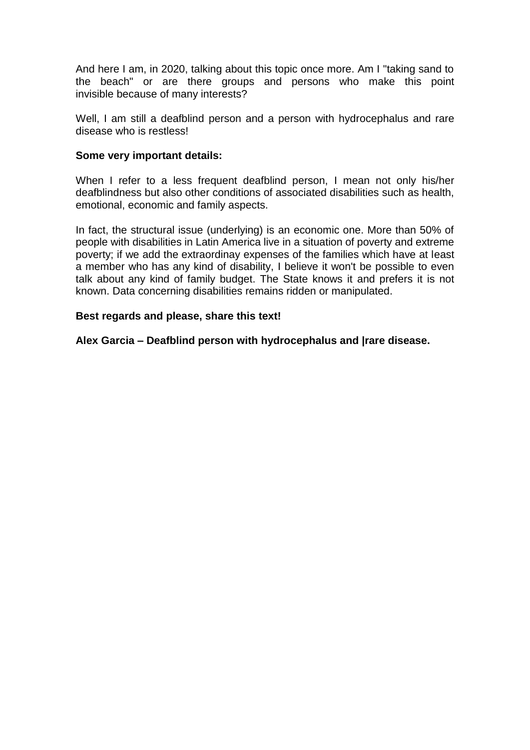And here I am, in 2020, talking about this topic once more. Am I "taking sand to the beach" or are there groups and persons who make this point invisible because of many interests?

Well, I am still a deafblind person and a person with hydrocephalus and rare disease who is restless!

**Some very important details:**

When I refer to a less frequent deafblind person, I mean not only his/her deafblindness but also other conditions of associated disabilities such as health, emotional, economic and family aspects.

In fact, the structural issue (underlying) is an economic one. More than 50% of people with disabilities in Latin America live in a situation of poverty and extreme poverty; if we add the extraordinay expenses of the families which have at least a member who has any kind of disability, I believe it won't be possible to even talk about any kind of family budget. The State knows it and prefers it is not known. Data concerning disabilities remains ridden or manipulated.

**Best regards and please, share this text!**

**Alex Garcia – Deafblind person with hydrocephalus and |rare disease.**